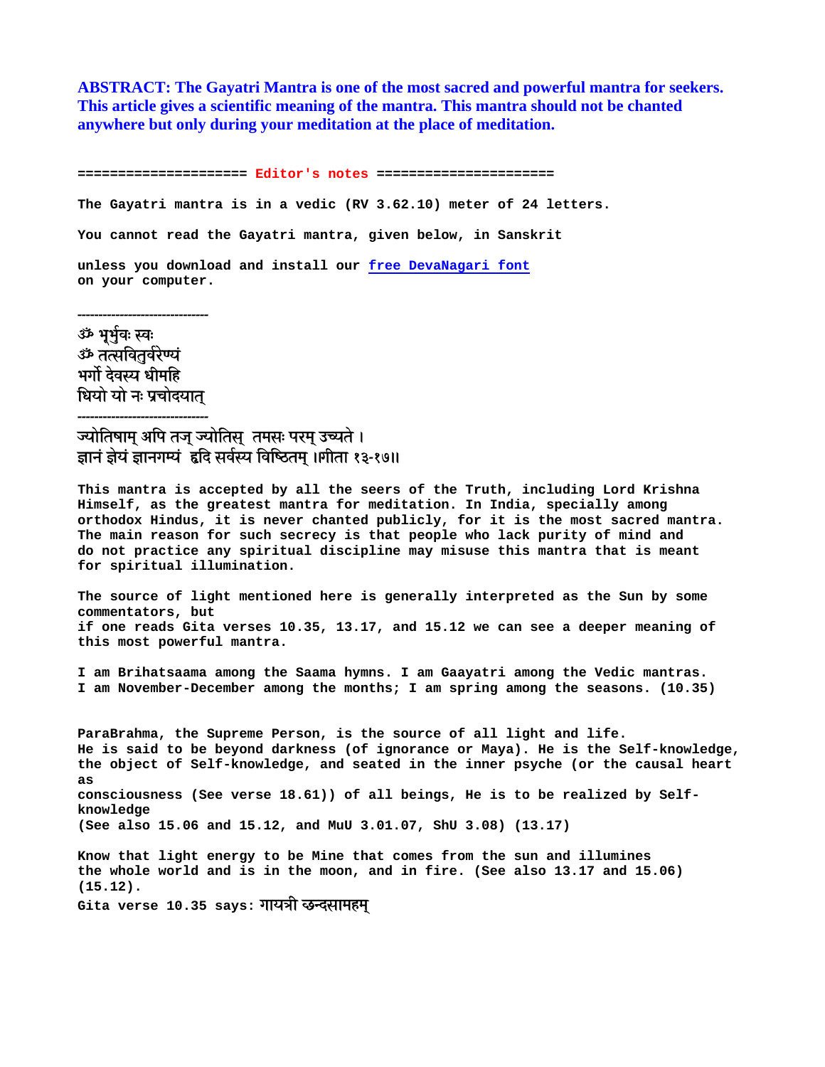**ABSTRACT: The Gayatri Mantra is one of the most sacred and powerful mantra for seekers. This article gives a scientific meaning of the mantra. This mantra should not be chanted anywhere but only during your meditation at the place of meditation.**

==================== Editor's notes =====================

The Gayatri mantra is in a vedic (RV 3.62.10) meter of 24 letters.

You cannot read the Gayatri mantra, given below, in Sanskrit

unless you download and install our [free DevaNagari font](free DevaNagari font) on your computer.

-------------------------------

ॐ भूर्भुवः स्वः
ॐ तत्सवितुर्वरेण्यं
भर्गो देवस्य धीमहि
धियो यो नः प्रचोदयात्

-------------------------------

ज्योतिषाम् अपि तज् ज्योतिस् तमसः परम् उच्यते ।
ज्ञानं ज्ञेयं ज्ञानगम्यं हृदि सर्वस्य विष्ठितम् ।।गीता १३-१७।।

This mantra is accepted by all the seers of the Truth, including Lord Krishna Himself, as the greatest mantra for meditation. In India, specially among orthodox Hindus, it is never chanted publicly, for it is the most sacred mantra. The main reason for such secrecy is that people who lack purity of mind and do not practice any spiritual discipline may misuse this mantra that is meant for spiritual illumination.

The source of light mentioned here is generally interpreted as the Sun by some commentators, but if one reads Gita verses 10.35, 13.17, and 15.12 we can see a deeper meaning of this most powerful mantra.

I am Brihatsaama among the Saama hymns. I am Gaayatri among the Vedic mantras. I am November-December among the months; I am spring among the seasons. (10.35)

ParaBrahma, the Supreme Person, is the source of all light and life. He is said to be beyond darkness (of ignorance or Maya). He is the Self-knowledge, the object of Self-knowledge, and seated in the inner psyche (or the causal heart as consciousness (See verse 18.61)) of all beings, He is to be realized by Self-knowledge (See also 15.06 and 15.12, and MuU 3.01.07, ShU 3.08) (13.17)

Know that light energy to be Mine that comes from the sun and illumines the whole world and is in the moon, and in fire. (See also 13.17 and 15.06) (15.12).

Gita verse 10.35 says: गायत्री छन्दसामहम्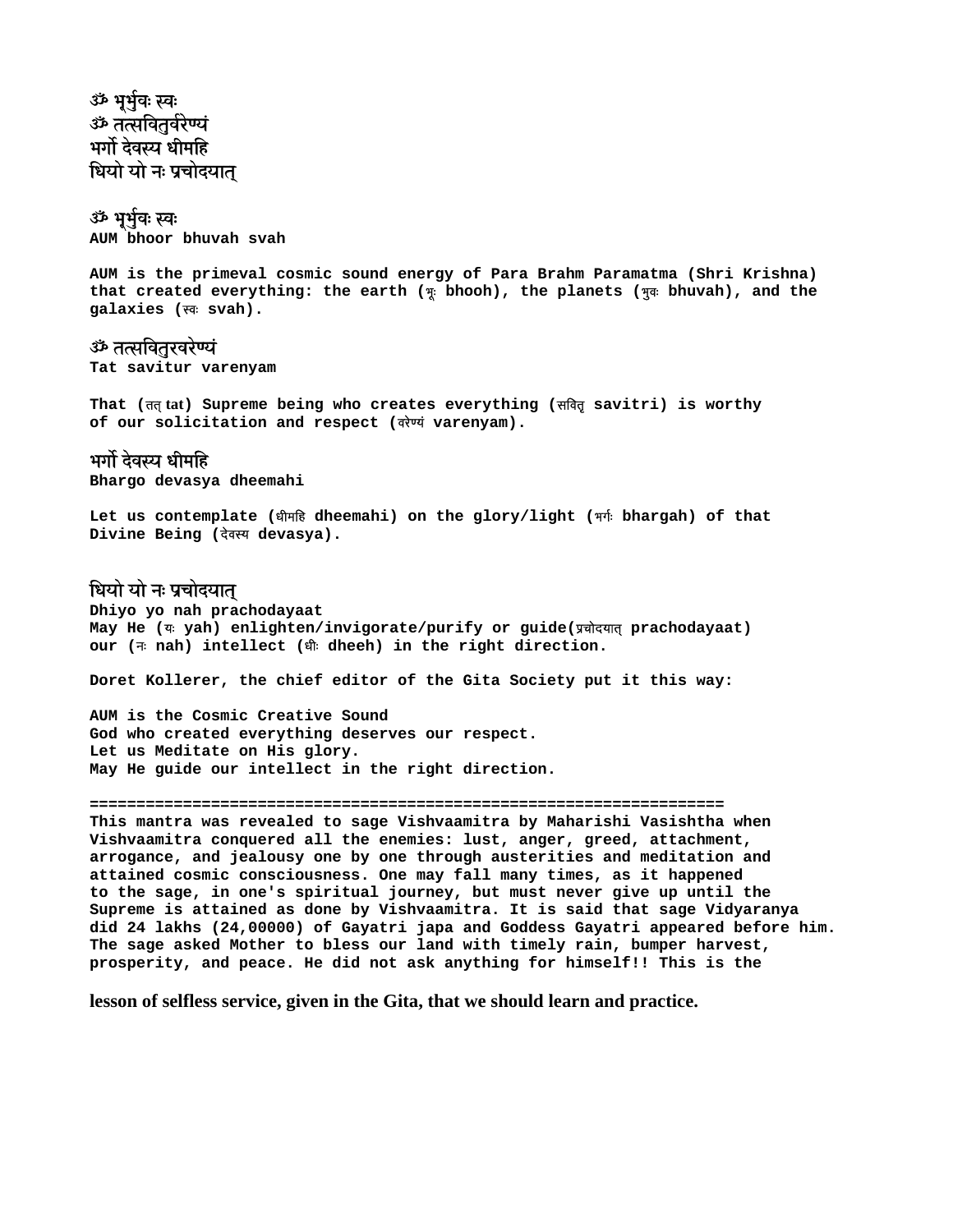ॐ भूर्भुवः स्वः
ॐ तत्सवितुर्वरेण्यं
भर्गो देवस्य धीमहि
धियो यो नः प्रचोदयात्

ॐ भूर्भुवः स्वः
**AUM bhoor bhuvah svah**

**AUM is the primeval cosmic sound energy of Para Brahm Paramatma (Shri Krishna) that created everything: the earth (भूः bhooh), the planets (भुवः bhuvah), and the galaxies (स्वः svah).**

ॐ तत्सवितुरवरेण्यं
**Tat savitur varenyam**

**That (तत् tat) Supreme being who creates everything (सवितृ savitri) is worthy of our solicitation and respect (वरेण्यं varenyam).**

भर्गो देवस्य धीमहि
**Bhargo devasya dheemahi**

**Let us contemplate (धीमहि dheemahi) on the glory/light (भर्गः bhargah) of that Divine Being (देवस्य devasya).**

धियो यो नः प्रचोदयात्
**Dhiyo yo nah prachodayaat**
**May He (यः yah) enlighten/invigorate/purify or guide(प्रचोदयात् prachodayaat) our (नः nah) intellect (धीः dheeh) in the right direction.**

**Doret Kollerer, the chief editor of the Gita Society put it this way:**

**AUM is the Cosmic Creative Sound**
**God who created everything deserves our respect.**
**Let us Meditate on His glory.**
**May He guide our intellect in the right direction.**

==================================================================

**This mantra was revealed to sage Vishvaamitra by Maharishi Vasishtha when Vishvaamitra conquered all the enemies: lust, anger, greed, attachment, arrogance, and jealousy one by one through austerities and meditation and attained cosmic consciousness. One may fall many times, as it happened to the sage, in one's spiritual journey, but must never give up until the Supreme is attained as done by Vishvaamitra. It is said that sage Vidyaranya did 24 lakhs (24,00000) of Gayatri japa and Goddess Gayatri appeared before him. The sage asked Mother to bless our land with timely rain, bumper harvest, prosperity, and peace. He did not ask anything for himself!! This is the lesson of selfless service, given in the Gita, that we should learn and practice.**